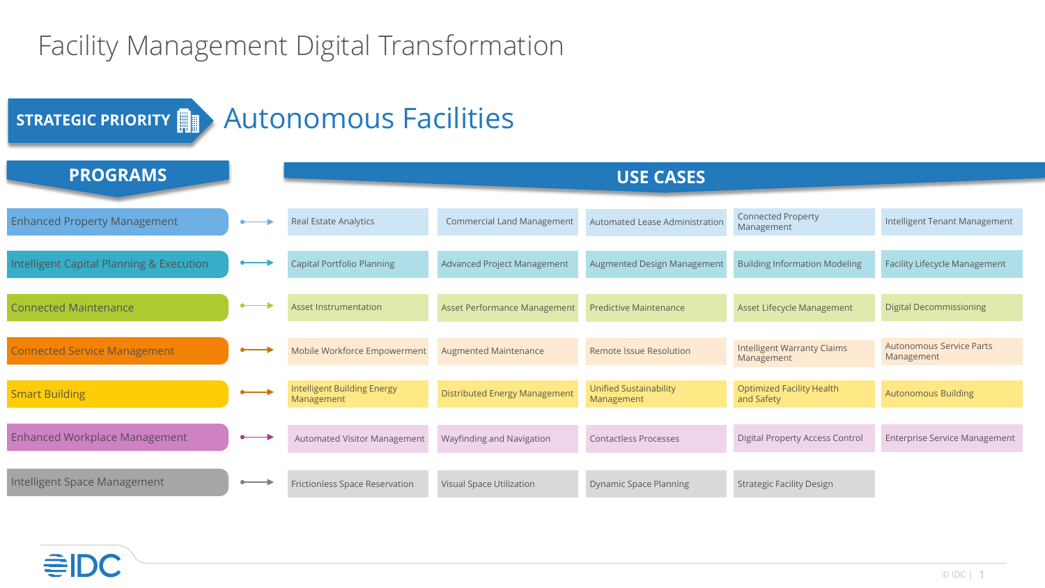# Facility Management Digital Transformation

## STRATEGIC PRIORITY: Autonomous Facilities

| PROGRAMS | USE CASES | | | | |
|---|---|---|---|---|---|
| Enhanced Property Management | Real Estate Analytics | Commercial Land Management | Automated Lease Administration | Connected Property Management | Intelligent Tenant Management |
| Intelligent Capital Planning & Execution | Capital Portfolio Planning | Advanced Project Management | Augmented Design Management | Building Information Modeling | Facility Lifecycle Management |
| Connected Maintenance | Asset Instrumentation | Asset Performance Management | Predictive Maintenance | Asset Lifecycle Management | Digital Decommissioning |
| Connected Service Management | Mobile Workforce Empowerment | Augmented Maintenance | Remote Issue Resolution | Intelligent Warranty Claims Management | Autonomous Service Parts Management |
| Smart Building | Intelligent Building Energy Management | Distributed Energy Management | Unified Sustainability Management | Optimized Facility Health and Safety | Autonomous Building |
| Enhanced Workplace Management | Automated Visitor Management | Wayfinding and Navigation | Contactless Processes | Digital Property Access Control | Enterprise Service Management |
| Intelligent Space Management | Frictionless Space Reservation | Visual Space Utilization | Dynamic Space Planning | Strategic Facility Design | |

IDC

© IDC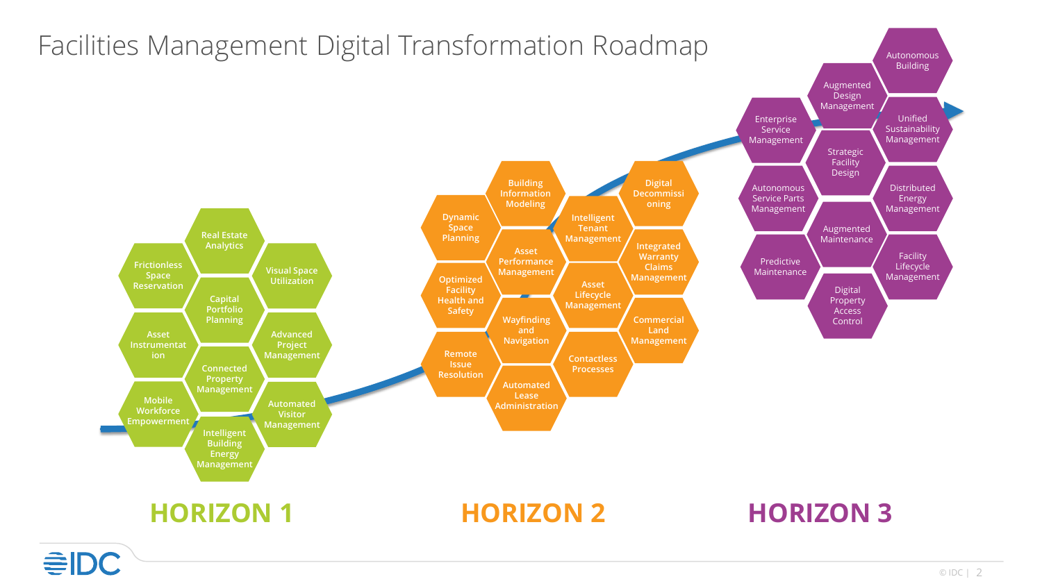# Facilities Management Digital Transformation Roadmap

## HORIZON 1

- Real Estate Analytics
- Frictionless Space Reservation
- Visual Space Utilization
- Capital Portfolio Planning
- Asset Instrumentation
- Advanced Project Management
- Connected Property Management
- Mobile Workforce Empowerment
- Automated Visitor Management
- Intelligent Building Energy Management

## HORIZON 2

- Building Information Modeling
- Digital Decommissioning
- Dynamic Space Planning
- Intelligent Tenant Management
- Asset Performance Management
- Integrated Warranty Claims Management
- Optimized Facility Health and Safety
- Asset Lifecycle Management
- Wayfinding and Navigation
- Commercial Land Management
- Remote Issue Resolution
- Contactless Processes
- Automated Lease Administration

## HORIZON 3

- Autonomous Building
- Augmented Design Management
- Enterprise Service Management
- Unified Sustainability Management
- Strategic Facility Design
- Autonomous Service Parts Management
- Distributed Energy Management
- Augmented Maintenance
- Predictive Maintenance
- Facility Lifecycle Management
- Digital Property Access Control